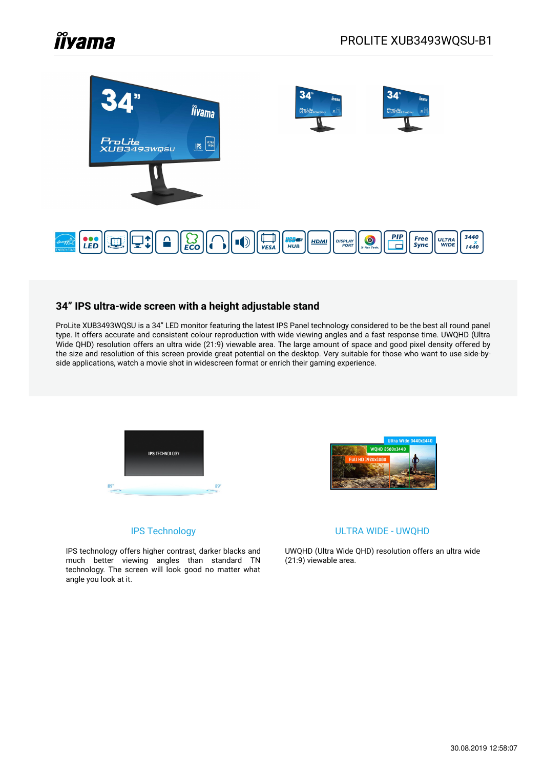# PROLITE XUB3493WQSU-B1

## 34" IPS ultra-wide screen with a height adjustable stand

ProLite XUB3493WQSU is a 34" LED monitor featuring the latest IPS Panel technology considered to be the best all round panel type. It offers accurate and consistent colour reproduction with wide viewing angles and a fast response time. UWQHD (Ultra Wide QHD) resolution offers an ultra wide (21:9) viewable area. The large amount of space and good pixel density offered by the size and resolution of this screen provide great potential on the desktop. Very suitable for those who want to use side-by-side applications, watch a movie shot in widescreen format or enrich their gaming experience.

### IPS Technology

IPS technology offers higher contrast, darker blacks and much better viewing angles than standard TN technology. The screen will look good no matter what angle you look at it.

### ULTRA WIDE - UWQHD

UWQHD (Ultra Wide QHD) resolution offers an ultra wide (21:9) viewable area.

30.08.2019 12:58:07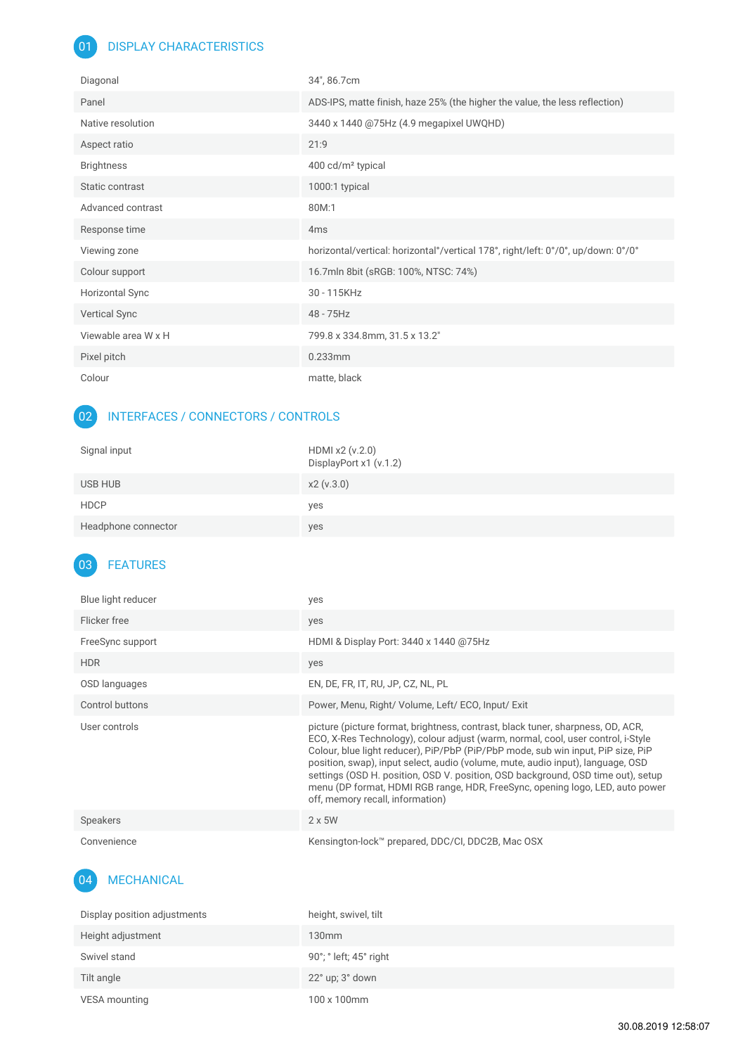## 01 DISPLAY CHARACTERISTICS

| | |
|---|---|
| Diagonal | 34", 86.7cm |
| Panel | ADS-IPS, matte finish, haze 25% (the higher the value, the less reflection) |
| Native resolution | 3440 x 1440 @75Hz (4.9 megapixel UWQHD) |
| Aspect ratio | 21:9 |
| Brightness | 400 cd/m² typical |
| Static contrast | 1000:1 typical |
| Advanced contrast | 80M:1 |
| Response time | 4ms |
| Viewing zone | horizontal/vertical: horizontal°/vertical 178°, right/left: 0°/0°, up/down: 0°/0° |
| Colour support | 16.7mln 8bit (sRGB: 100%, NTSC: 74%) |
| Horizontal Sync | 30 - 115KHz |
| Vertical Sync | 48 - 75Hz |
| Viewable area W x H | 799.8 x 334.8mm, 31.5 x 13.2" |
| Pixel pitch | 0.233mm |
| Colour | matte, black |

## 02 INTERFACES / CONNECTORS / CONTROLS

| | |
|---|---|
| Signal input | HDMI x2 (v.2.0)<br>DisplayPort x1 (v.1.2) |
| USB HUB | x2 (v.3.0) |
| HDCP | yes |
| Headphone connector | yes |

## 03 FEATURES

| | |
|---|---|
| Blue light reducer | yes |
| Flicker free | yes |
| FreeSync support | HDMI & Display Port: 3440 x 1440 @75Hz |
| HDR | yes |
| OSD languages | EN, DE, FR, IT, RU, JP, CZ, NL, PL |
| Control buttons | Power, Menu, Right/ Volume, Left/ ECO, Input/ Exit |
| User controls | picture (picture format, brightness, contrast, black tuner, sharpness, OD, ACR, ECO, X-Res Technology), colour adjust (warm, normal, cool, user control, i-Style Colour, blue light reducer), PiP/PbP (PiP/PbP mode, sub win input, PiP size, PiP position, swap), input select, audio (volume, mute, audio input), language, OSD settings (OSD H. position, OSD V. position, OSD background, OSD time out), setup menu (DP format, HDMI RGB range, HDR, FreeSync, opening logo, LED, auto power off, memory recall, information) |
| Speakers | 2 x 5W |
| Convenience | Kensington-lock™ prepared, DDC/CI, DDC2B, Mac OSX |

## 04 MECHANICAL

| | |
|---|---|
| Display position adjustments | height, swivel, tilt |
| Height adjustment | 130mm |
| Swivel stand | 90°; ° left; 45° right |
| Tilt angle | 22° up; 3° down |
| VESA mounting | 100 x 100mm |

30.08.2019 12:58:07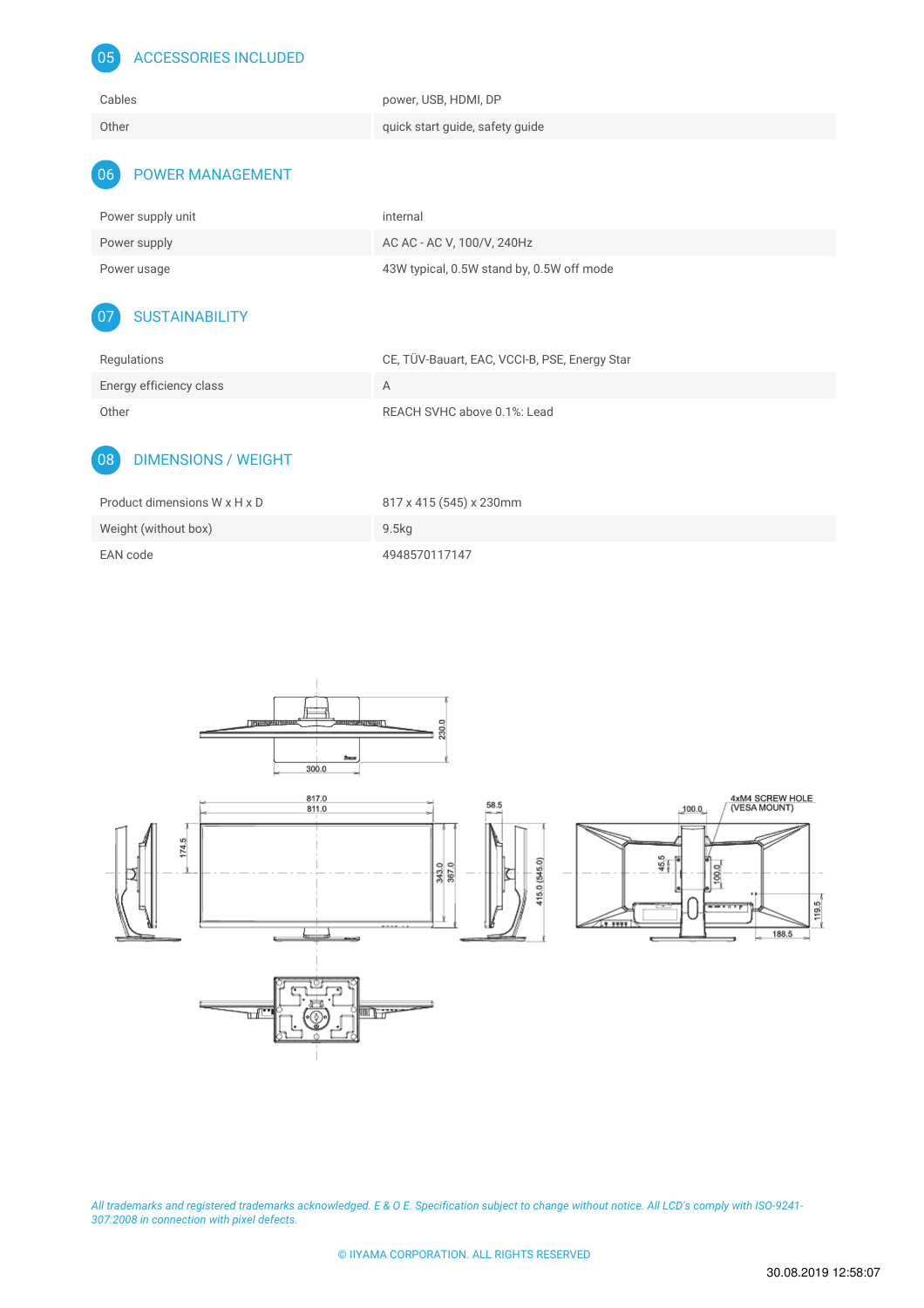## 05 ACCESSORIES INCLUDED

| | |
|---|---|
| Cables | power, USB, HDMI, DP |
| Other | quick start guide, safety guide |

## 06 POWER MANAGEMENT

| | |
|---|---|
| Power supply unit | internal |
| Power supply | AC AC - AC V, 100/V, 240Hz |
| Power usage | 43W typical, 0.5W stand by, 0.5W off mode |

## 07 SUSTAINABILITY

| | |
|---|---|
| Regulations | CE, TÜV-Bauart, EAC, VCCI-B, PSE, Energy Star |
| Energy efficiency class | A |
| Other | REACH SVHC above 0.1%: Lead |

## 08 DIMENSIONS / WEIGHT

| | |
|---|---|
| Product dimensions W x H x D | 817 x 415 (545) x 230mm |
| Weight (without box) | 9.5kg |
| EAN code | 4948570117147 |

230.0
300.0
817.0
811.0
58.5
174.5
343.0
367.0
415.0 (545.0)
4xM4 SCREW HOLE (VESA MOUNT)
100.0
45.5
100.0
119.5
188.5

*All trademarks and registered trademarks acknowledged. E & O E. Specification subject to change without notice. All LCD's comply with ISO-9241-307:2008 in connection with pixel defects.*

© IIYAMA CORPORATION. ALL RIGHTS RESERVED

30.08.2019 12:58:07